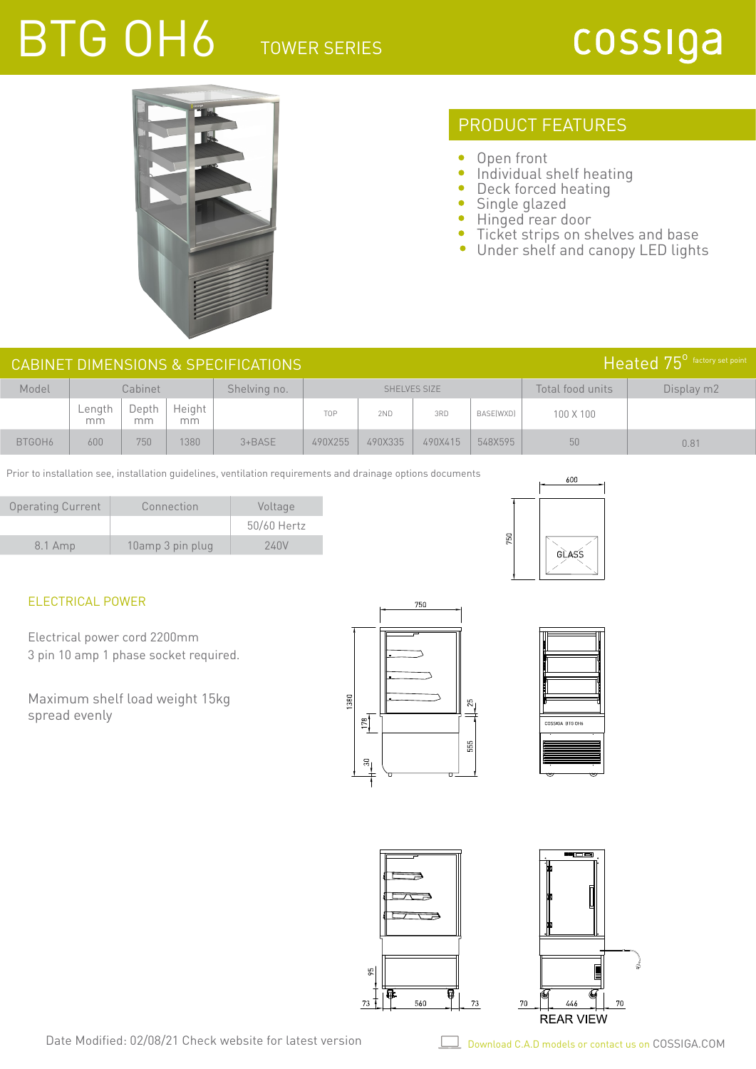# BTG OH6

TOWER SERIES

cossiga

## PRODUCT FEATURES

- Open front
- Individual shelf heating
- Deck forced heating
- Single glazed
- Hinged rear door
- Ticket strips on shelves and base
- Under shelf and canopy LED lights

## CABINET DIMENSIONS & SPECIFICATIONS

Heated 75° factory set point

| Model | Cabinet | | | Shelving no. | SHELVES SIZE | | | | Total food units | Display m2 |
|---|---|---|---|---|---|---|---|---|---|---|
| | Length mm | Depth mm | Height mm | | TOP | 2ND | 3RD | BASE(WXD) | 100 X 100 | |
| BTGOH6 | 600 | 750 | 1380 | 3+BASE | 490X255 | 490X335 | 490X415 | 548X595 | 50 | 0.81 |

Prior to installation see, installation guidelines, ventilation requirements and drainage options documents

| Operating Current | Connection | Voltage |
|---|---|---|
| | | 50/60 Hertz |
| 8.1 Amp | 10amp 3 pin plug | 240V |

### ELECTRICAL POWER

Electrical power cord 2200mm
3 pin 10 amp 1 phase socket required.

Maximum shelf load weight 15kg
spread evenly

REAR VIEW

Date Modified: 02/08/21 Check website for latest version

Download C.A.D models or contact us on COSSIGA.COM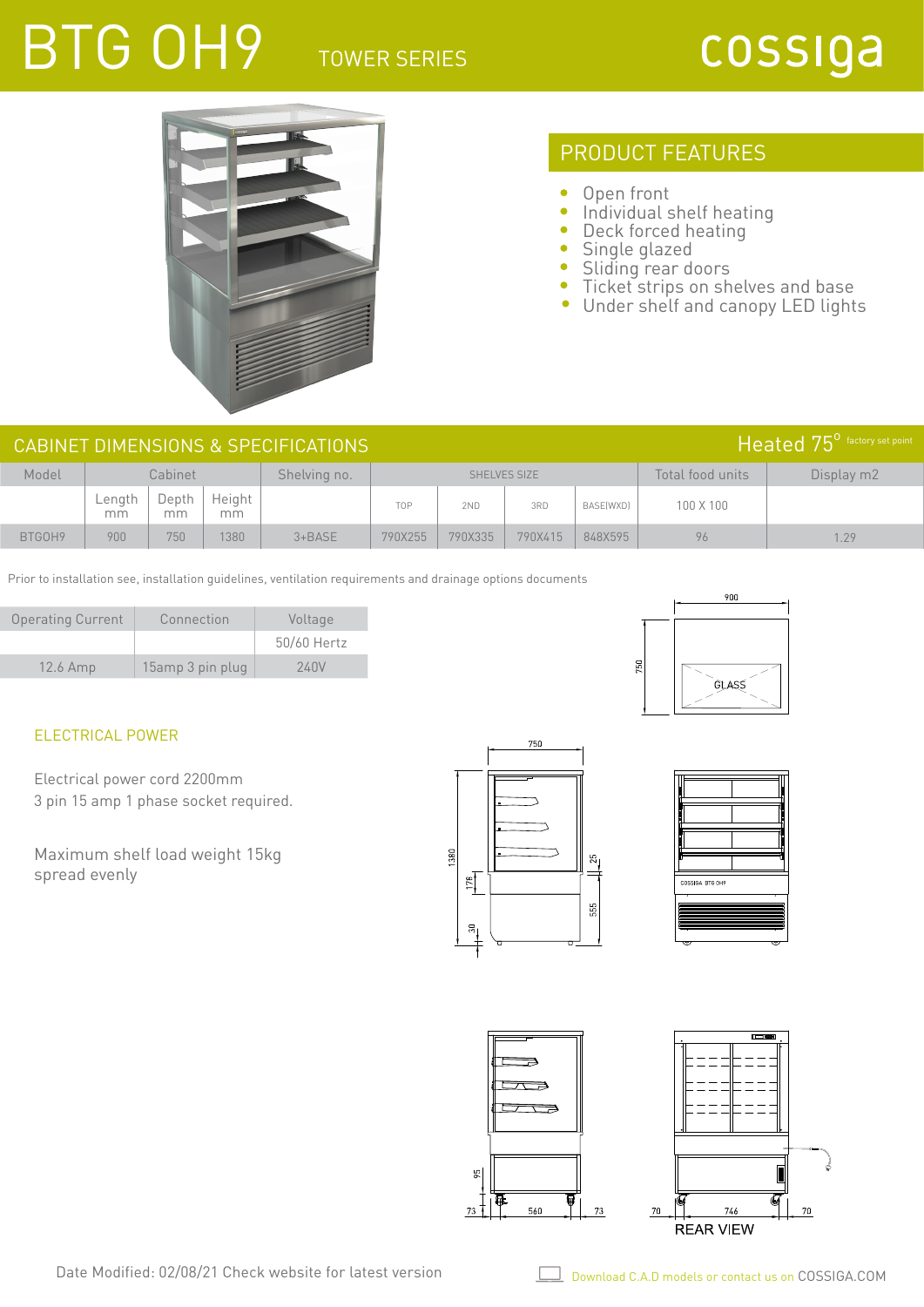# BTG OH9 TOWER SERIES

cossiga

## PRODUCT FEATURES

- Open front
- Individual shelf heating
- Deck forced heating
- Single glazed
- Sliding rear doors
- Ticket strips on shelves and base
- Under shelf and canopy LED lights

## CABINET DIMENSIONS & SPECIFICATIONS

Heated 75° factory set point

| Model | Cabinet | | | Shelving no. | SHELVES SIZE | | | | Total food units | Display m2 |
|---|---|---|---|---|---|---|---|---|---|---|
| | Length mm | Depth mm | Height mm | | TOP | 2ND | 3RD | BASE(WXD) | 100 X 100 | |
| BTGOH9 | 900 | 750 | 1380 | 3+BASE | 790X255 | 790X335 | 790X415 | 848X595 | 96 | 1.29 |

Prior to installation see, installation guidelines, ventilation requirements and drainage options documents

| Operating Current | Connection | Voltage |
|---|---|---|
| | | 50/60 Hertz |
| 12.6 Amp | 15amp 3 pin plug | 240V |

### ELECTRICAL POWER

Electrical power cord 2200mm
3 pin 15 amp 1 phase socket required.

Maximum shelf load weight 15kg
spread evenly

900
750
GLASS

750
1380
178
30
25
555

COSSIGA BTG OH9

95
73
560
73

70
746
70
REAR VIEW

Date Modified: 02/08/21 Check website for latest version

Download C.A.D models or contact us on COSSIGA.COM